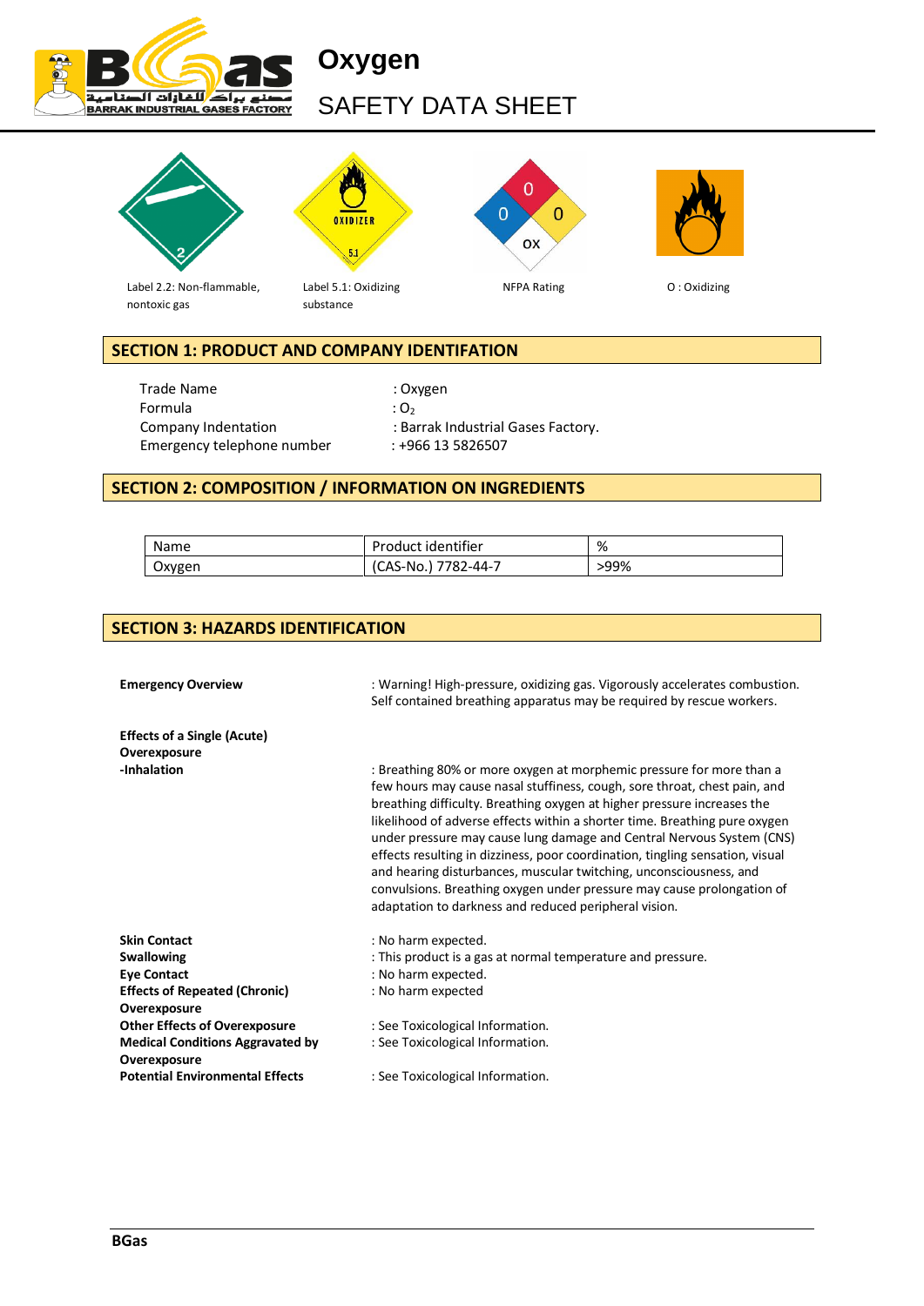# Oxygen

## SAFETY DATA SHEET

Label 2.2: Non-flammable, nontoxic gas

Label 5.1: Oxidizing substance

NFPA Rating

O : Oxidizing

## SECTION 1: PRODUCT AND COMPANY IDENTIFATION

| | |
|---|---|
| Trade Name | : Oxygen |
| Formula | : $O_2$ |
| Company Indentation | : Barrak Industrial Gases Factory. |
| Emergency telephone number | : +966 13 5826507 |

## SECTION 2: COMPOSITION / INFORMATION ON INGREDIENTS

| Name | Product identifier | % |
|---|---|---|
| Oxygen | (CAS-No.) 7782-44-7 | >99% |

## SECTION 3: HAZARDS IDENTIFICATION

**Emergency Overview** : Warning! High-pressure, oxidizing gas. Vigorously accelerates combustion. Self contained breathing apparatus may be required by rescue workers.

**Effects of a Single (Acute) Overexposure**

**-Inhalation** : Breathing 80% or more oxygen at morphemic pressure for more than a few hours may cause nasal stuffiness, cough, sore throat, chest pain, and breathing difficulty. Breathing oxygen at higher pressure increases the likelihood of adverse effects within a shorter time. Breathing pure oxygen under pressure may cause lung damage and Central Nervous System (CNS) effects resulting in dizziness, poor coordination, tingling sensation, visual and hearing disturbances, muscular twitching, unconsciousness, and convulsions. Breathing oxygen under pressure may cause prolongation of adaptation to darkness and reduced peripheral vision.

**Skin Contact** : No harm expected.

**Swallowing** : This product is a gas at normal temperature and pressure.

**Eye Contact** : No harm expected.

**Effects of Repeated (Chronic) Overexposure** : No harm expected

**Other Effects of Overexposure** : See Toxicological Information.

**Medical Conditions Aggravated by Overexposure** : See Toxicological Information.

**Potential Environmental Effects** : See Toxicological Information.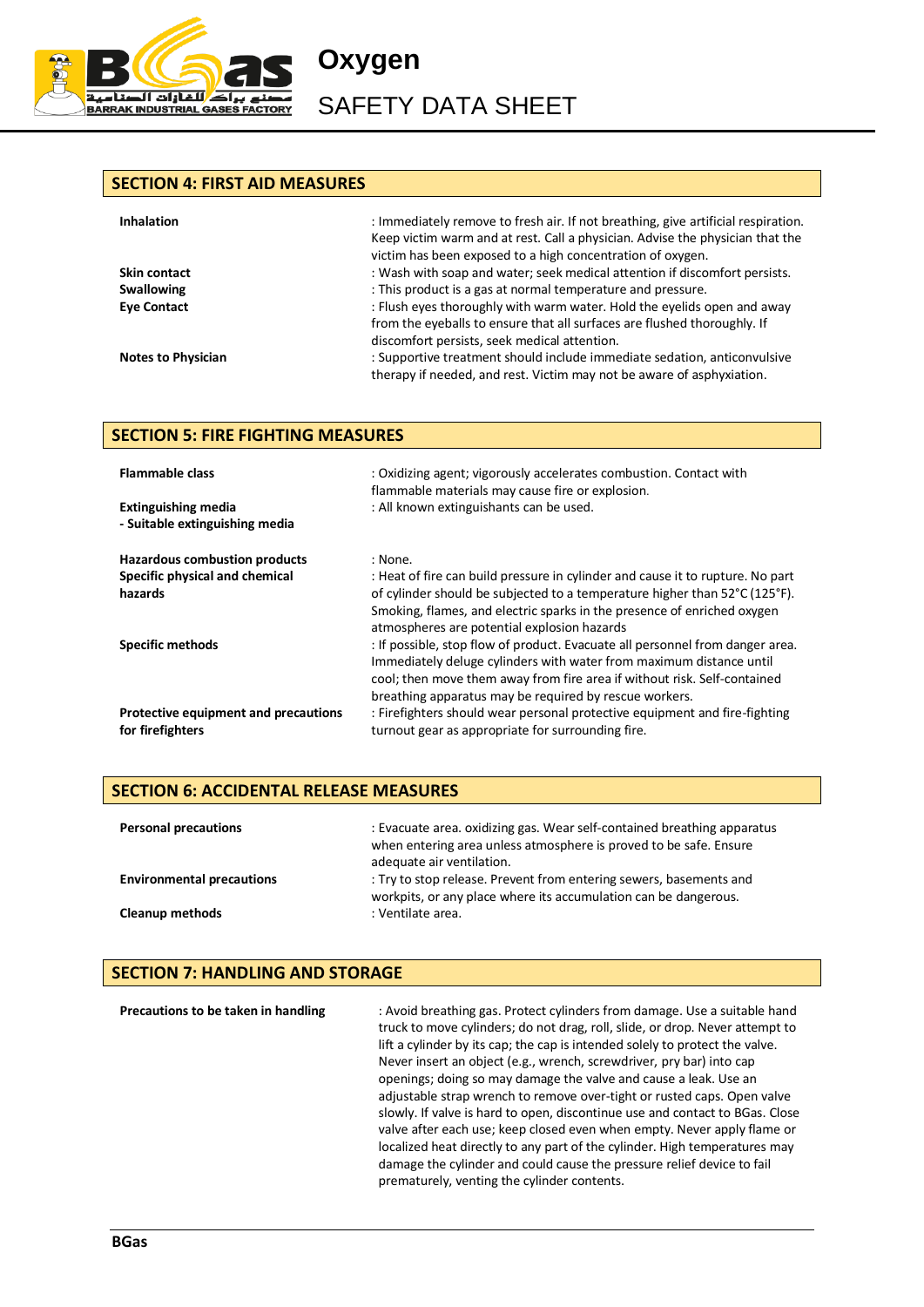## SECTION 4: FIRST AID MEASURES

| | |
|---|---|
| **Inhalation** | : Immediately remove to fresh air. If not breathing, give artificial respiration. Keep victim warm and at rest. Call a physician. Advise the physician that the victim has been exposed to a high concentration of oxygen. |
| **Skin contact** | : Wash with soap and water; seek medical attention if discomfort persists. |
| **Swallowing** | : This product is a gas at normal temperature and pressure. |
| **Eye Contact** | : Flush eyes thoroughly with warm water. Hold the eyelids open and away from the eyeballs to ensure that all surfaces are flushed thoroughly. If discomfort persists, seek medical attention. |
| **Notes to Physician** | : Supportive treatment should include immediate sedation, anticonvulsive therapy if needed, and rest. Victim may not be aware of asphyxiation. |

## SECTION 5: FIRE FIGHTING MEASURES

| | |
|---|---|
| **Flammable class** | : Oxidizing agent; vigorously accelerates combustion. Contact with flammable materials may cause fire or explosion. |
| **Extinguishing media**<br>**- Suitable extinguishing media** | : All known extinguishants can be used. |
| **Hazardous combustion products** | : None. |
| **Specific physical and chemical hazards** | : Heat of fire can build pressure in cylinder and cause it to rupture. No part of cylinder should be subjected to a temperature higher than 52°C (125°F). Smoking, flames, and electric sparks in the presence of enriched oxygen atmospheres are potential explosion hazards |
| **Specific methods** | : If possible, stop flow of product. Evacuate all personnel from danger area. Immediately deluge cylinders with water from maximum distance until cool; then move them away from fire area if without risk. Self-contained breathing apparatus may be required by rescue workers. |
| **Protective equipment and precautions for firefighters** | : Firefighters should wear personal protective equipment and fire-fighting turnout gear as appropriate for surrounding fire. |

## SECTION 6: ACCIDENTAL RELEASE MEASURES

| | |
|---|---|
| **Personal precautions** | : Evacuate area. oxidizing gas. Wear self-contained breathing apparatus when entering area unless atmosphere is proved to be safe. Ensure adequate air ventilation. |
| **Environmental precautions** | : Try to stop release. Prevent from entering sewers, basements and workpits, or any place where its accumulation can be dangerous. |
| **Cleanup methods** | : Ventilate area. |

## SECTION 7: HANDLING AND STORAGE

| | |
|---|---|
| **Precautions to be taken in handling** | : Avoid breathing gas. Protect cylinders from damage. Use a suitable hand truck to move cylinders; do not drag, roll, slide, or drop. Never attempt to lift a cylinder by its cap; the cap is intended solely to protect the valve. Never insert an object (e.g., wrench, screwdriver, pry bar) into cap openings; doing so may damage the valve and cause a leak. Use an adjustable strap wrench to remove over-tight or rusted caps. Open valve slowly. If valve is hard to open, discontinue use and contact to BGas. Close valve after each use; keep closed even when empty. Never apply flame or localized heat directly to any part of the cylinder. High temperatures may damage the cylinder and could cause the pressure relief device to fail prematurely, venting the cylinder contents. |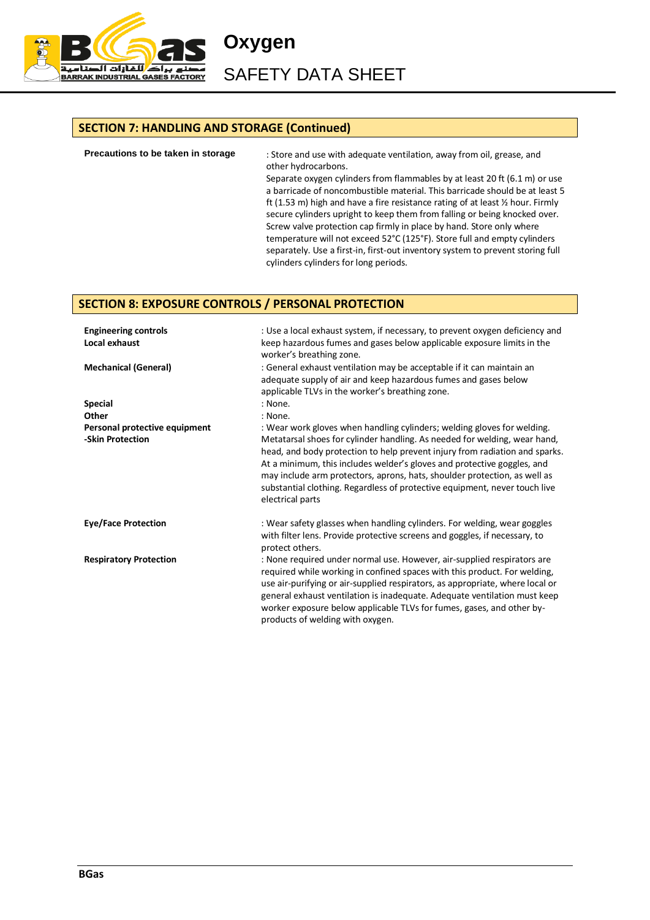## SECTION 7: HANDLING AND STORAGE (Continued)

**Precautions to be taken in storage** : Store and use with adequate ventilation, away from oil, grease, and other hydrocarbons.
Separate oxygen cylinders from flammables by at least 20 ft (6.1 m) or use a barricade of noncombustible material. This barricade should be at least 5 ft (1.53 m) high and have a fire resistance rating of at least ½ hour. Firmly secure cylinders upright to keep them from falling or being knocked over. Screw valve protection cap firmly in place by hand. Store only where temperature will not exceed 52°C (125°F). Store full and empty cylinders separately. Use a first-in, first-out inventory system to prevent storing full cylinders cylinders for long periods.

## SECTION 8: EXPOSURE CONTROLS / PERSONAL PROTECTION

**Engineering controls**
**Local exhaust** : Use a local exhaust system, if necessary, to prevent oxygen deficiency and keep hazardous fumes and gases below applicable exposure limits in the worker's breathing zone.

**Mechanical (General)** : General exhaust ventilation may be acceptable if it can maintain an adequate supply of air and keep hazardous fumes and gases below applicable TLVs in the worker's breathing zone.

**Special** : None.

**Other** : None.

**Personal protective equipment**
**-Skin Protection** : Wear work gloves when handling cylinders; welding gloves for welding. Metatarsal shoes for cylinder handling. As needed for welding, wear hand, head, and body protection to help prevent injury from radiation and sparks. At a minimum, this includes welder's gloves and protective goggles, and may include arm protectors, aprons, hats, shoulder protection, as well as substantial clothing. Regardless of protective equipment, never touch live electrical parts

**Eye/Face Protection** : Wear safety glasses when handling cylinders. For welding, wear goggles with filter lens. Provide protective screens and goggles, if necessary, to protect others.

**Respiratory Protection** : None required under normal use. However, air-supplied respirators are required while working in confined spaces with this product. For welding, use air-purifying or air-supplied respirators, as appropriate, where local or general exhaust ventilation is inadequate. Adequate ventilation must keep worker exposure below applicable TLVs for fumes, gases, and other by-products of welding with oxygen.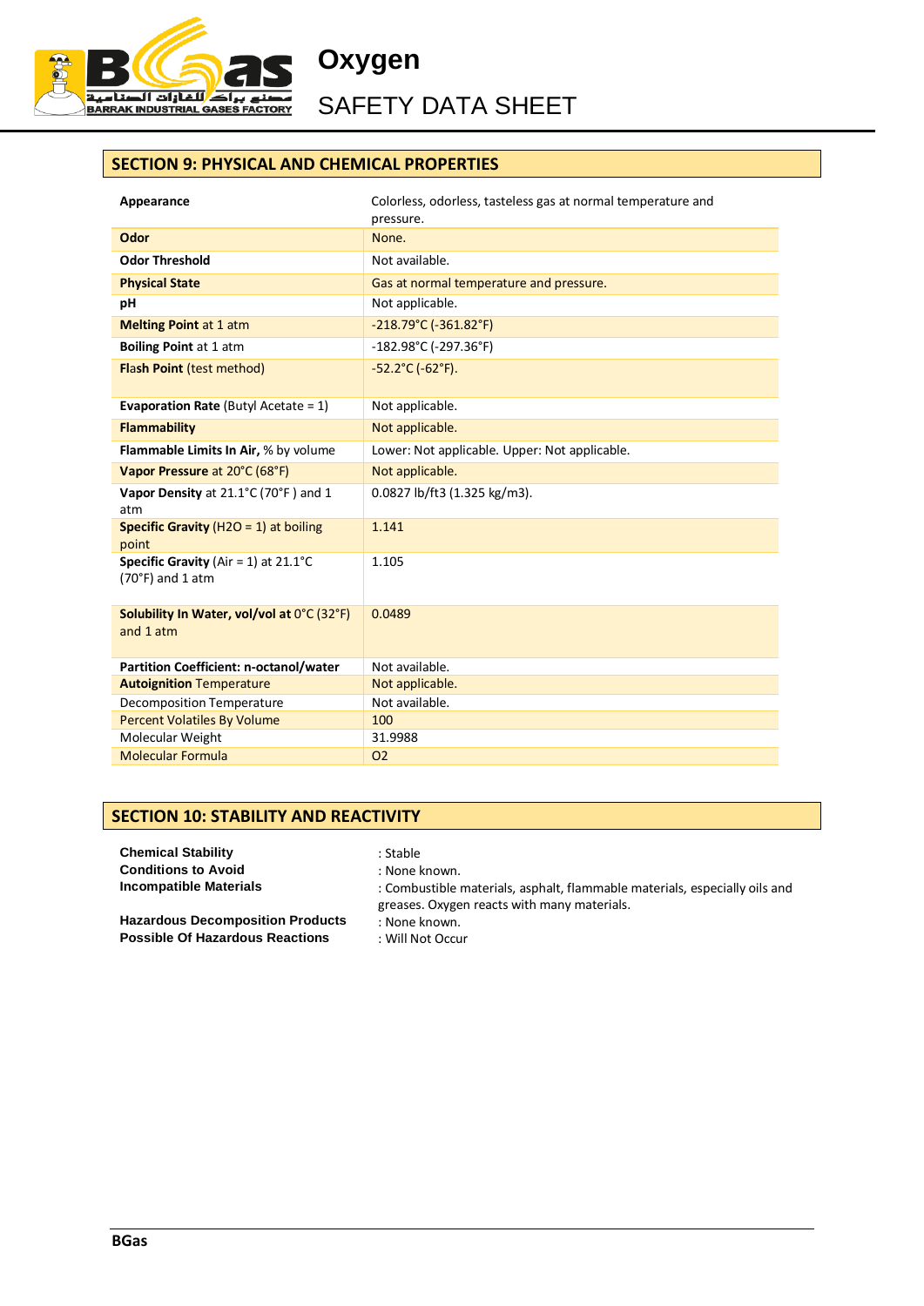## SECTION 9: PHYSICAL AND CHEMICAL PROPERTIES

| | |
|---|---|
| **Appearance** | Colorless, odorless, tasteless gas at normal temperature and pressure. |
| **Odor** | None. |
| **Odor Threshold** | Not available. |
| **Physical State** | Gas at normal temperature and pressure. |
| **pH** | Not applicable. |
| **Melting Point** at 1 atm | -218.79°C (-361.82°F) |
| **Boiling Point** at 1 atm | -182.98°C (-297.36°F) |
| **Flash Point** (test method) | -52.2°C (-62°F). |
| **Evaporation Rate** (Butyl Acetate = 1) | Not applicable. |
| **Flammability** | Not applicable. |
| **Flammable Limits In Air,** % by volume | Lower: Not applicable. Upper: Not applicable. |
| **Vapor Pressure** at 20°C (68°F) | Not applicable. |
| **Vapor Density** at 21.1°C (70°F ) and 1 atm | 0.0827 lb/ft3 (1.325 kg/m3). |
| **Specific Gravity** (H2O = 1) at boiling point | 1.141 |
| **Specific Gravity** (Air = 1) at 21.1°C (70°F) and 1 atm | 1.105 |
| **Solubility In Water, vol/vol at** 0°C (32°F) and 1 atm | 0.0489 |
| **Partition Coefficient: n-octanol/water** | Not available. |
| **Autoignition** Temperature | Not applicable. |
| Decomposition Temperature | Not available. |
| Percent Volatiles By Volume | 100 |
| Molecular Weight | 31.9988 |
| Molecular Formula | $O_2$ |

## SECTION 10: STABILITY AND REACTIVITY

**Chemical Stability** : Stable

**Conditions to Avoid** : None known.

**Incompatible Materials** : Combustible materials, asphalt, flammable materials, especially oils and greases. Oxygen reacts with many materials.

**Hazardous Decomposition Products** : None known.

**Possible Of Hazardous Reactions** : Will Not Occur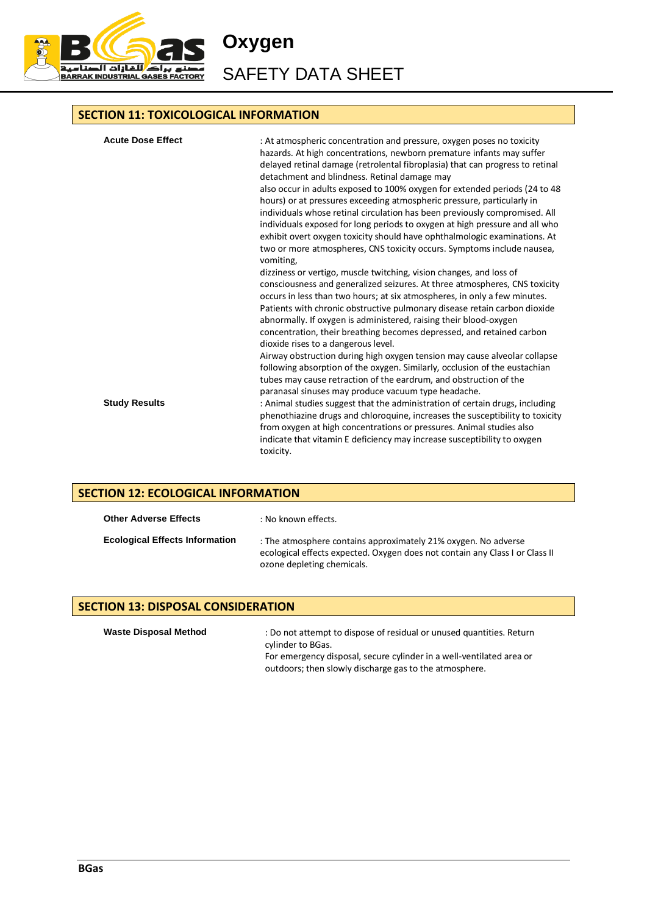## SECTION 11: TOXICOLOGICAL INFORMATION

**Acute Dose Effect** : At atmospheric concentration and pressure, oxygen poses no toxicity hazards. At high concentrations, newborn premature infants may suffer delayed retinal damage (retrolental fibroplasia) that can progress to retinal detachment and blindness. Retinal damage may also occur in adults exposed to 100% oxygen for extended periods (24 to 48 hours) or at pressures exceeding atmospheric pressure, particularly in individuals whose retinal circulation has been previously compromised. All individuals exposed for long periods to oxygen at high pressure and all who exhibit overt oxygen toxicity should have ophthalmologic examinations. At two or more atmospheres, CNS toxicity occurs. Symptoms include nausea, vomiting, dizziness or vertigo, muscle twitching, vision changes, and loss of consciousness and generalized seizures. At three atmospheres, CNS toxicity occurs in less than two hours; at six atmospheres, in only a few minutes. Patients with chronic obstructive pulmonary disease retain carbon dioxide abnormally. If oxygen is administered, raising their blood-oxygen concentration, their breathing becomes depressed, and retained carbon dioxide rises to a dangerous level.
Airway obstruction during high oxygen tension may cause alveolar collapse following absorption of the oxygen. Similarly, occlusion of the eustachian tubes may cause retraction of the eardrum, and obstruction of the paranasal sinuses may produce vacuum type headache.

**Study Results** : Animal studies suggest that the administration of certain drugs, including phenothiazine drugs and chloroquine, increases the susceptibility to toxicity from oxygen at high concentrations or pressures. Animal studies also indicate that vitamin E deficiency may increase susceptibility to oxygen toxicity.

## SECTION 12: ECOLOGICAL INFORMATION

**Other Adverse Effects** : No known effects.

**Ecological Effects Information** : The atmosphere contains approximately 21% oxygen. No adverse ecological effects expected. Oxygen does not contain any Class I or Class II ozone depleting chemicals.

## SECTION 13: DISPOSAL CONSIDERATION

**Waste Disposal Method** : Do not attempt to dispose of residual or unused quantities. Return cylinder to BGas.
For emergency disposal, secure cylinder in a well-ventilated area or outdoors; then slowly discharge gas to the atmosphere.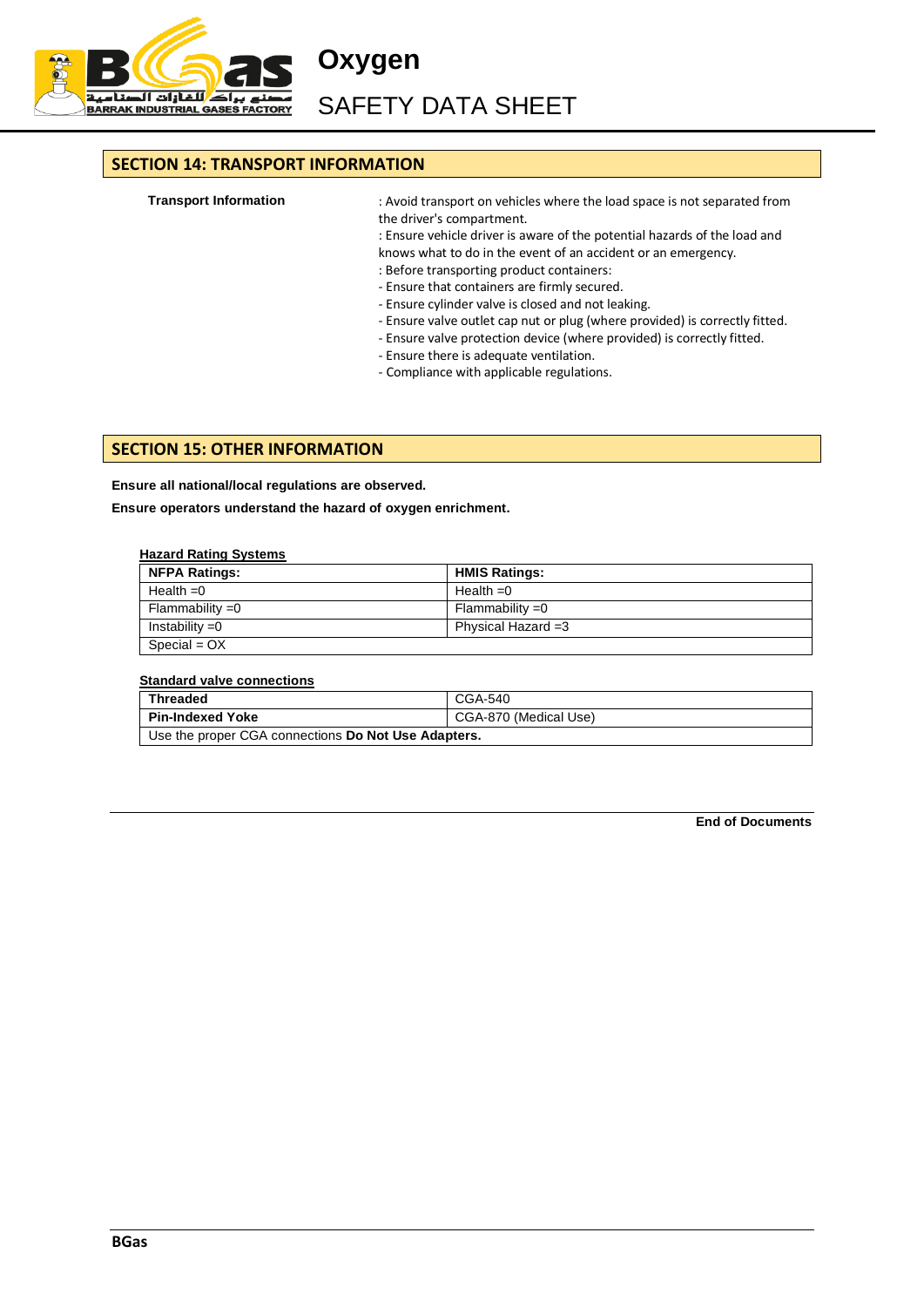## SECTION 14: TRANSPORT INFORMATION

**Transport Information**

: Avoid transport on vehicles where the load space is not separated from the driver's compartment.
: Ensure vehicle driver is aware of the potential hazards of the load and knows what to do in the event of an accident or an emergency.
: Before transporting product containers:
- Ensure that containers are firmly secured.
- Ensure cylinder valve is closed and not leaking.
- Ensure valve outlet cap nut or plug (where provided) is correctly fitted.
- Ensure valve protection device (where provided) is correctly fitted.
- Ensure there is adequate ventilation.
- Compliance with applicable regulations.

## SECTION 15: OTHER INFORMATION

**Ensure all national/local regulations are observed.**

**Ensure operators understand the hazard of oxygen enrichment.**

**Hazard Rating Systems**

| NFPA Ratings: | HMIS Ratings: |
|---|---|
| Health =0 | Health =0 |
| Flammability =0 | Flammability =0 |
| Instability =0 | Physical Hazard =3 |
| Special = OX | |

**Standard valve connections**

| | |
|---|---|
| **Threaded** | CGA-540 |
| **Pin-Indexed Yoke** | CGA-870 (Medical Use) |
| Use the proper CGA connections **Do Not Use Adapters.** | |

**End of Documents**